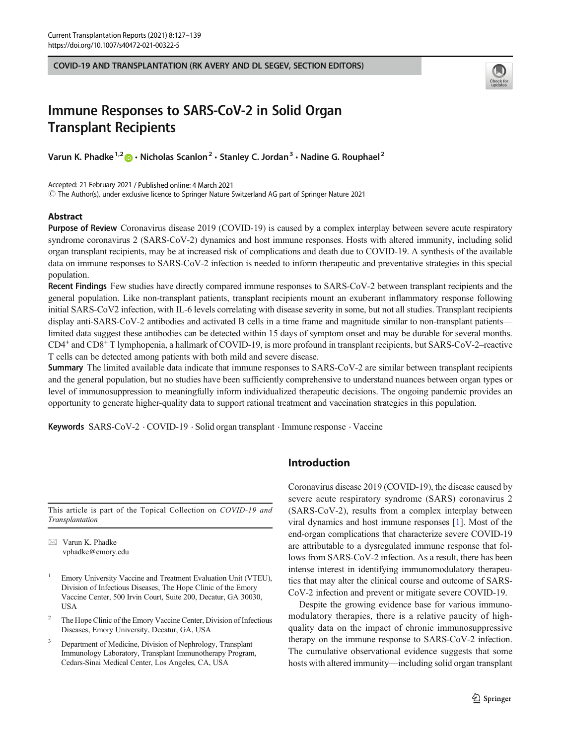COVID-19 AND TRANSPLANTATION (RK AVERY AND DL SEGEV, SECTION EDITORS)

# Immune Responses to SARS-CoV-2 in Solid Organ Transplant Recipients

Varun K. Phadke[1,2] · Nicholas Scanlon[2] · Stanley C. Jordan[3] · Nadine G. Rouphael[2]

Accepted: 21 February 2021 / Published online: 4 March 2021
© The Author(s), under exclusive licence to Springer Nature Switzerland AG part of Springer Nature 2021

## Abstract

**Purpose of Review** Coronavirus disease 2019 (COVID-19) is caused by a complex interplay between severe acute respiratory syndrome coronavirus 2 (SARS-CoV-2) dynamics and host immune responses. Hosts with altered immunity, including solid organ transplant recipients, may be at increased risk of complications and death due to COVID-19. A synthesis of the available data on immune responses to SARS-CoV-2 infection is needed to inform therapeutic and preventative strategies in this special population.

**Recent Findings** Few studies have directly compared immune responses to SARS-CoV-2 between transplant recipients and the general population. Like non-transplant patients, transplant recipients mount an exuberant inflammatory response following initial SARS-CoV2 infection, with IL-6 levels correlating with disease severity in some, but not all studies. Transplant recipients display anti-SARS-CoV-2 antibodies and activated B cells in a time frame and magnitude similar to non-transplant patients—limited data suggest these antibodies can be detected within 15 days of symptom onset and may be durable for several months. $CD4^+$ and $CD8^+$ T lymphopenia, a hallmark of COVID-19, is more profound in transplant recipients, but SARS-CoV-2–reactive T cells can be detected among patients with both mild and severe disease.

**Summary** The limited available data indicate that immune responses to SARS-CoV-2 are similar between transplant recipients and the general population, but no studies have been sufficiently comprehensive to understand nuances between organ types or level of immunosuppression to meaningfully inform individualized therapeutic decisions. The ongoing pandemic provides an opportunity to generate higher-quality data to support rational treatment and vaccination strategies in this population.

**Keywords** SARS-CoV-2 · COVID-19 · Solid organ transplant · Immune response · Vaccine

This article is part of the Topical Collection on *COVID-19 and Transplantation*

✉ Varun K. Phadke
vphadke@emory.edu

1 Emory University Vaccine and Treatment Evaluation Unit (VTEU), Division of Infectious Diseases, The Hope Clinic of the Emory Vaccine Center, 500 Irvin Court, Suite 200, Decatur, GA 30030, USA

2 The Hope Clinic of the Emory Vaccine Center, Division of Infectious Diseases, Emory University, Decatur, GA, USA

3 Department of Medicine, Division of Nephrology, Transplant Immunology Laboratory, Transplant Immunotherapy Program, Cedars-Sinai Medical Center, Los Angeles, CA, USA

## Introduction

Coronavirus disease 2019 (COVID-19), the disease caused by severe acute respiratory syndrome (SARS) coronavirus 2 (SARS-CoV-2), results from a complex interplay between viral dynamics and host immune responses [1]. Most of the end-organ complications that characterize severe COVID-19 are attributable to a dysregulated immune response that follows from SARS-CoV-2 infection. As a result, there has been intense interest in identifying immunomodulatory therapeutics that may alter the clinical course and outcome of SARS-CoV-2 infection and prevent or mitigate severe COVID-19.

Despite the growing evidence base for various immunomodulatory therapies, there is a relative paucity of high-quality data on the impact of chronic immunosuppressive therapy on the immune response to SARS-CoV-2 infection. The cumulative observational evidence suggests that some hosts with altered immunity—including solid organ transplant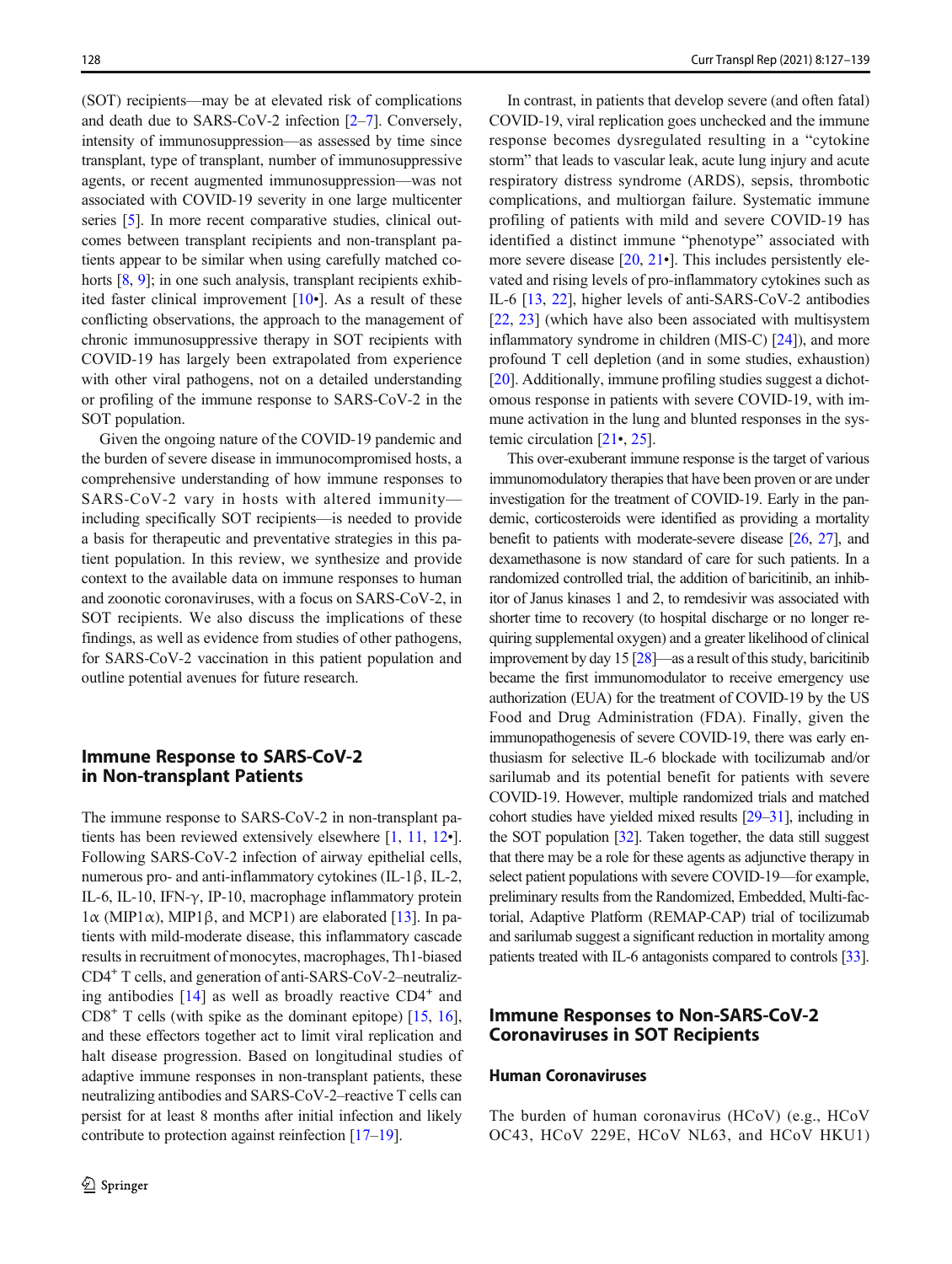(SOT) recipients—may be at elevated risk of complications and death due to SARS-CoV-2 infection [2–7]. Conversely, intensity of immunosuppression—as assessed by time since transplant, type of transplant, number of immunosuppressive agents, or recent augmented immunosuppression—was not associated with COVID-19 severity in one large multicenter series [5]. In more recent comparative studies, clinical outcomes between transplant recipients and non-transplant patients appear to be similar when using carefully matched cohorts [8, 9]; in one such analysis, transplant recipients exhibited faster clinical improvement [10•]. As a result of these conflicting observations, the approach to the management of chronic immunosuppressive therapy in SOT recipients with COVID-19 has largely been extrapolated from experience with other viral pathogens, not on a detailed understanding or profiling of the immune response to SARS-CoV-2 in the SOT population.

Given the ongoing nature of the COVID-19 pandemic and the burden of severe disease in immunocompromised hosts, a comprehensive understanding of how immune responses to SARS-CoV-2 vary in hosts with altered immunity—including specifically SOT recipients—is needed to provide a basis for therapeutic and preventative strategies in this patient population. In this review, we synthesize and provide context to the available data on immune responses to human and zoonotic coronaviruses, with a focus on SARS-CoV-2, in SOT recipients. We also discuss the implications of these findings, as well as evidence from studies of other pathogens, for SARS-CoV-2 vaccination in this patient population and outline potential avenues for future research.

## Immune Response to SARS-CoV-2 in Non-transplant Patients

The immune response to SARS-CoV-2 in non-transplant patients has been reviewed extensively elsewhere [1, 11, 12•]. Following SARS-CoV-2 infection of airway epithelial cells, numerous pro- and anti-inflammatory cytokines (IL-1β, IL-2, IL-6, IL-10, IFN-γ, IP-10, macrophage inflammatory protein 1α (MIP1α), MIP1β, and MCP1) are elaborated [13]. In patients with mild-moderate disease, this inflammatory cascade results in recruitment of monocytes, macrophages, Th1-biased $CD4^+$ T cells, and generation of anti-SARS-CoV-2–neutralizing antibodies [14] as well as broadly reactive $CD4^+$ and $CD8^+$ T cells (with spike as the dominant epitope) [15, 16], and these effectors together act to limit viral replication and halt disease progression. Based on longitudinal studies of adaptive immune responses in non-transplant patients, these neutralizing antibodies and SARS-CoV-2–reactive T cells can persist for at least 8 months after initial infection and likely contribute to protection against reinfection [17–19].

In contrast, in patients that develop severe (and often fatal) COVID-19, viral replication goes unchecked and the immune response becomes dysregulated resulting in a "cytokine storm" that leads to vascular leak, acute lung injury and acute respiratory distress syndrome (ARDS), sepsis, thrombotic complications, and multiorgan failure. Systematic immune profiling of patients with mild and severe COVID-19 has identified a distinct immune "phenotype" associated with more severe disease [20, 21•]. This includes persistently elevated and rising levels of pro-inflammatory cytokines such as IL-6 [13, 22], higher levels of anti-SARS-CoV-2 antibodies [22, 23] (which have also been associated with multisystem inflammatory syndrome in children (MIS-C) [24]), and more profound T cell depletion (and in some studies, exhaustion) [20]. Additionally, immune profiling studies suggest a dichotomous response in patients with severe COVID-19, with immune activation in the lung and blunted responses in the systemic circulation [21•, 25].

This over-exuberant immune response is the target of various immunomodulatory therapies that have been proven or are under investigation for the treatment of COVID-19. Early in the pandemic, corticosteroids were identified as providing a mortality benefit to patients with moderate-severe disease [26, 27], and dexamethasone is now standard of care for such patients. In a randomized controlled trial, the addition of baricitinib, an inhibitor of Janus kinases 1 and 2, to remdesivir was associated with shorter time to recovery (to hospital discharge or no longer requiring supplemental oxygen) and a greater likelihood of clinical improvement by day 15 [28]—as a result of this study, baricitinib became the first immunomodulator to receive emergency use authorization (EUA) for the treatment of COVID-19 by the US Food and Drug Administration (FDA). Finally, given the immunopathogenesis of severe COVID-19, there was early enthusiasm for selective IL-6 blockade with tocilizumab and/or sarilumab and its potential benefit for patients with severe COVID-19. However, multiple randomized trials and matched cohort studies have yielded mixed results [29–31], including in the SOT population [32]. Taken together, the data still suggest that there may be a role for these agents as adjunctive therapy in select patient populations with severe COVID-19—for example, preliminary results from the Randomized, Embedded, Multi-factorial, Adaptive Platform (REMAP-CAP) trial of tocilizumab and sarilumab suggest a significant reduction in mortality among patients treated with IL-6 antagonists compared to controls [33].

## Immune Responses to Non-SARS-CoV-2 Coronaviruses in SOT Recipients

### Human Coronaviruses

The burden of human coronavirus (HCoV) (e.g., HCoV OC43, HCoV 229E, HCoV NL63, and HCoV HKU1)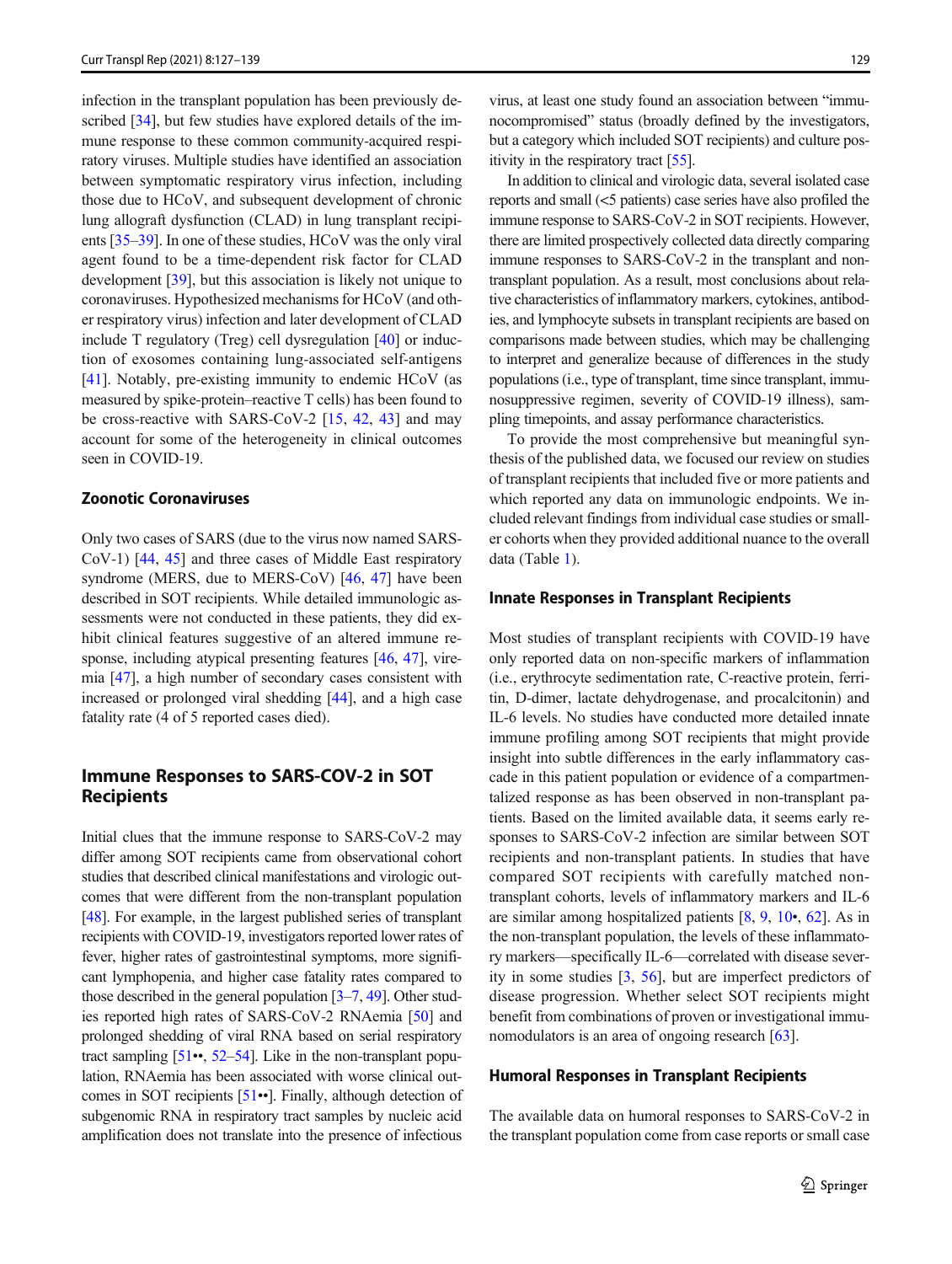infection in the transplant population has been previously described [34], but few studies have explored details of the immune response to these common community-acquired respiratory viruses. Multiple studies have identified an association between symptomatic respiratory virus infection, including those due to HCoV, and subsequent development of chronic lung allograft dysfunction (CLAD) in lung transplant recipients [35–39]. In one of these studies, HCoV was the only viral agent found to be a time-dependent risk factor for CLAD development [39], but this association is likely not unique to coronaviruses. Hypothesized mechanisms for HCoV (and other respiratory virus) infection and later development of CLAD include T regulatory (Treg) cell dysregulation [40] or induction of exosomes containing lung-associated self-antigens [41]. Notably, pre-existing immunity to endemic HCoV (as measured by spike-protein–reactive T cells) has been found to be cross-reactive with SARS-CoV-2 [15, 42, 43] and may account for some of the heterogeneity in clinical outcomes seen in COVID-19.

### Zoonotic Coronaviruses

Only two cases of SARS (due to the virus now named SARS-CoV-1) [44, 45] and three cases of Middle East respiratory syndrome (MERS, due to MERS-CoV) [46, 47] have been described in SOT recipients. While detailed immunologic assessments were not conducted in these patients, they did exhibit clinical features suggestive of an altered immune response, including atypical presenting features [46, 47], viremia [47], a high number of secondary cases consistent with increased or prolonged viral shedding [44], and a high case fatality rate (4 of 5 reported cases died).

## Immune Responses to SARS-COV-2 in SOT Recipients

Initial clues that the immune response to SARS-CoV-2 may differ among SOT recipients came from observational cohort studies that described clinical manifestations and virologic outcomes that were different from the non-transplant population [48]. For example, in the largest published series of transplant recipients with COVID-19, investigators reported lower rates of fever, higher rates of gastrointestinal symptoms, more significant lymphopenia, and higher case fatality rates compared to those described in the general population [3–7, 49]. Other studies reported high rates of SARS-CoV-2 RNAemia [50] and prolonged shedding of viral RNA based on serial respiratory tract sampling [51••, 52–54]. Like in the non-transplant population, RNAemia has been associated with worse clinical outcomes in SOT recipients [51••]. Finally, although detection of subgenomic RNA in respiratory tract samples by nucleic acid amplification does not translate into the presence of infectious virus, at least one study found an association between "immunocompromised" status (broadly defined by the investigators, but a category which included SOT recipients) and culture positivity in the respiratory tract [55].

In addition to clinical and virologic data, several isolated case reports and small (<5 patients) case series have also profiled the immune response to SARS-CoV-2 in SOT recipients. However, there are limited prospectively collected data directly comparing immune responses to SARS-CoV-2 in the transplant and non-transplant population. As a result, most conclusions about relative characteristics of inflammatory markers, cytokines, antibodies, and lymphocyte subsets in transplant recipients are based on comparisons made between studies, which may be challenging to interpret and generalize because of differences in the study populations (i.e., type of transplant, time since transplant, immunosuppressive regimen, severity of COVID-19 illness), sampling timepoints, and assay performance characteristics.

To provide the most comprehensive but meaningful synthesis of the published data, we focused our review on studies of transplant recipients that included five or more patients and which reported any data on immunologic endpoints. We included relevant findings from individual case studies or smaller cohorts when they provided additional nuance to the overall data (Table 1).

### Innate Responses in Transplant Recipients

Most studies of transplant recipients with COVID-19 have only reported data on non-specific markers of inflammation (i.e., erythrocyte sedimentation rate, C-reactive protein, ferritin, D-dimer, lactate dehydrogenase, and procalcitonin) and IL-6 levels. No studies have conducted more detailed innate immune profiling among SOT recipients that might provide insight into subtle differences in the early inflammatory cascade in this patient population or evidence of a compartmentalized response as has been observed in non-transplant patients. Based on the limited available data, it seems early responses to SARS-CoV-2 infection are similar between SOT recipients and non-transplant patients. In studies that have compared SOT recipients with carefully matched non-transplant cohorts, levels of inflammatory markers and IL-6 are similar among hospitalized patients [8, 9, 10•, 62]. As in the non-transplant population, the levels of these inflammatory markers—specifically IL-6—correlated with disease severity in some studies [3, 56], but are imperfect predictors of disease progression. Whether select SOT recipients might benefit from combinations of proven or investigational immunomodulators is an area of ongoing research [63].

### Humoral Responses in Transplant Recipients

The available data on humoral responses to SARS-CoV-2 in the transplant population come from case reports or small case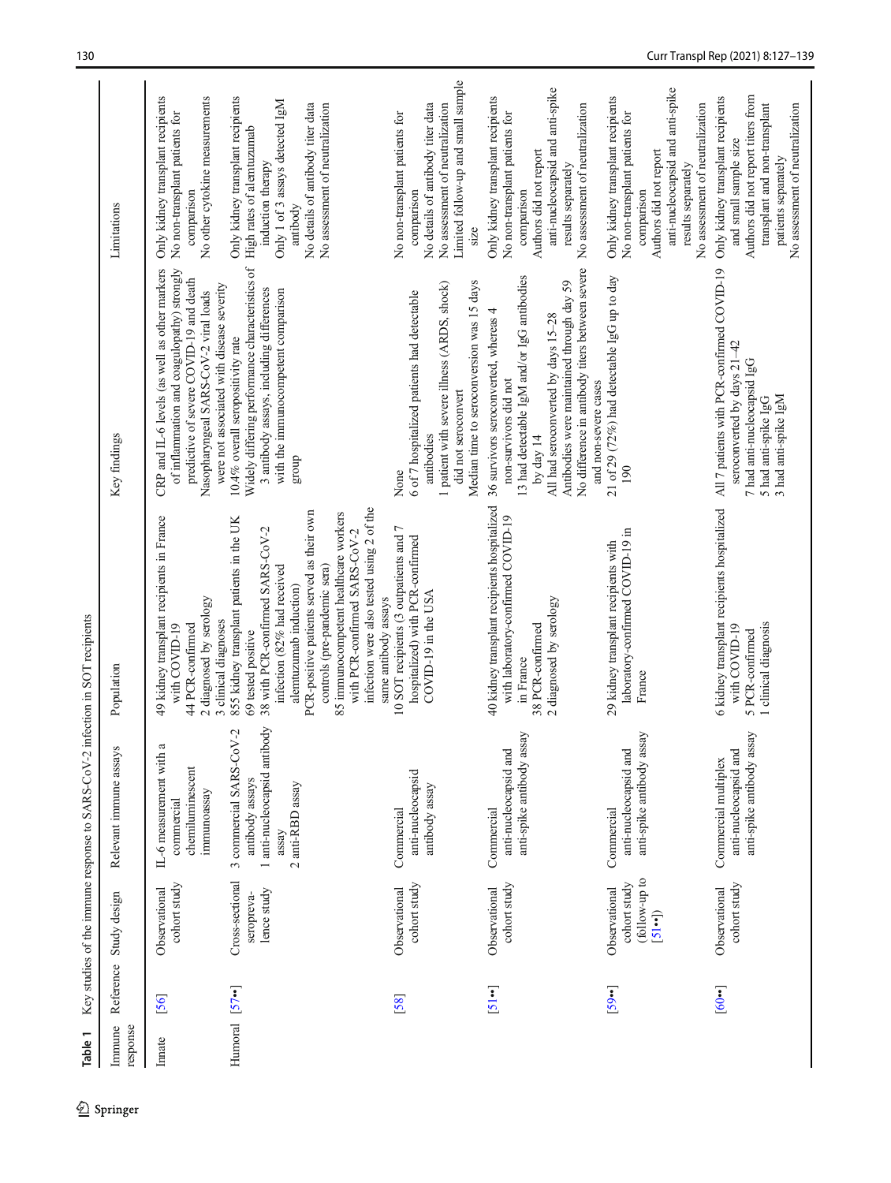**Table 1** Key studies of the immune response to SARS-CoV-2 infection in SOT recipients

| Immune response | Reference | Study design | Relevant immune assays | Population | Key findings | Limitations |
|---|---|---|---|---|---|---|
| Innate | [56] | Observational cohort study | IL-6 measurement with a commercial chemiluminescent immunoassay | 49 kidney transplant recipients in France with COVID-19<br>44 PCR-confirmed<br>2 diagnosed by serology<br>3 clinical diagnoses | CRP and IL-6 levels (as well as other markers of inflammation and coagulopathy) strongly predictive of severe COVID-19 and death<br>Nasopharyngeal SARS-CoV-2 viral loads were not associated with disease severity | Only kidney transplant recipients<br>No non-transplant patients for comparison<br>No other cytokine measurements |
| Humoral | [57••] | Cross-sectional seroprevalence study | 3 commercial SARS-CoV-2 antibody assays<br>1 anti-nucleocapsid antibody assay<br>2 anti-RBD assay | 855 kidney transplant patients in the UK<br>69 tested positive<br>38 with PCR-confirmed SARS-CoV-2 infection (82% had received alemtuzumab induction)<br>PCR-positive patients served as their own controls (pre-pandemic sera)<br>85 immunocompetent healthcare workers with PCR-confirmed SARS-CoV-2 infection were also tested using 2 of the same antibody assays | 10.4% overall seropositivity rate<br>Widely differing performance characteristics of 3 antibody assays, including differences with the immunocompetent comparison group | Only kidney transplant recipients<br>High rates of alemtuzumab induction therapy<br>Only 1 of 3 assays detected IgM antibody<br>No details of antibody titer data<br>No assessment of neutralization |
| | [58] | Observational cohort study | Commercial anti-nucleocapsid antibody assay | 10 SOT recipients (3 outpatients and 7 hospitalized) with PCR-confirmed COVID-19 in the USA | None<br>6 of 7 hospitalized patients had detectable antibodies<br>1 patient with severe illness (ARDS, shock) did not seroconvert<br>Median time to seroconversion was 15 days | No non-transplant patients for comparison<br>No details of antibody titer data<br>No assessment of neutralization<br>Limited follow-up and small sample size |
| | [51••] | Observational cohort study | Commercial anti-nucleocapsid and anti-spike antibody assay | 40 kidney transplant recipients hospitalized with laboratory-confirmed COVID-19 in France<br>38 PCR-confirmed<br>2 diagnosed by serology | 36 survivors seroconverted, whereas 4 non-survivors did not<br>13 had detectable IgM and/or IgG antibodies by day 14<br>All had seroconverted by days 15–28<br>Antibodies were maintained through day 59<br>No difference in antibody titers between severe and non-severe cases | Only kidney transplant recipients<br>No non-transplant patients for comparison<br>Authors did not report anti-nucleocapsid and anti-spike results separately<br>No assessment of neutralization |
| | [59••] | Observational cohort study (follow-up to [51••]) | Commercial anti-nucleocapsid and anti-spike antibody assay | 29 kidney transplant recipients with laboratory-confirmed COVID-19 in France | 21 of 29 (72%) had detectable IgG up to day 190 | Only kidney transplant recipients<br>No non-transplant patients for comparison<br>Authors did not report anti-nucleocapsid and anti-spike results separately<br>No assessment of neutralization |
| | [60••] | Observational cohort study | Commercial multiplex anti-nucleocapsid and anti-spike antibody assay | 6 kidney transplant recipients hospitalized with COVID-19<br>5 PCR-confirmed<br>1 clinical diagnosis | All 7 patients with PCR-confirmed COVID-19 seroconverted by days 21–42<br>7 had anti-nucleocapsid IgG<br>5 had anti-spike IgG<br>3 had anti-spike IgM | Only kidney transplant recipients and small sample size<br>Authors did not report titers from transplant and non-transplant patients separately<br>No assessment of neutralization |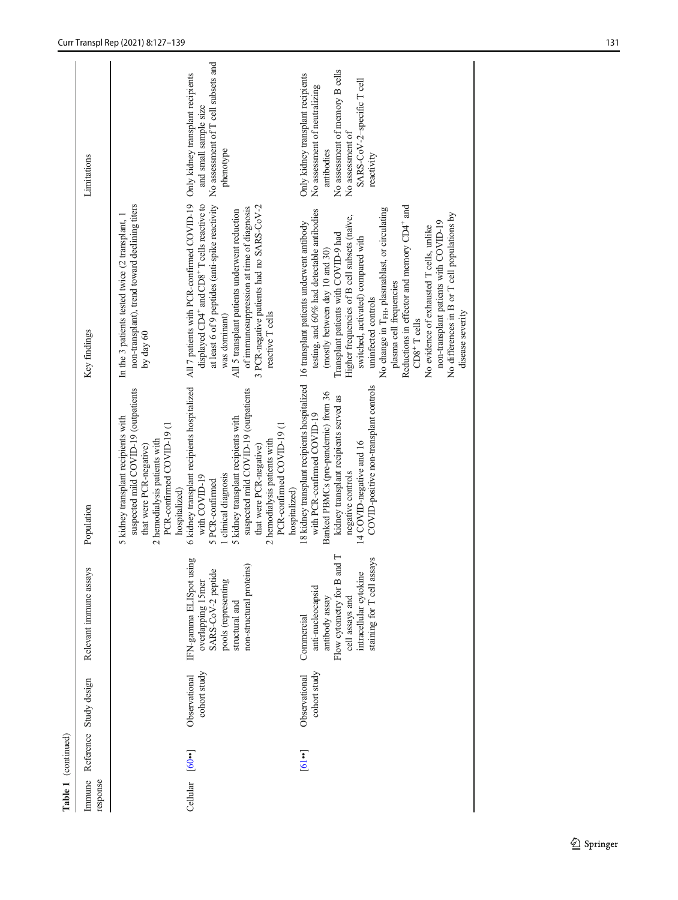**Table 1** (continued)

| Immune response | Reference | Study design | Relevant immune assays | Population | Key findings | Limitations |
|---|---|---|---|---|---|---|
| | | | | 5 kidney transplant recipients with suspected mild COVID-19 (outpatients that were PCR-negative)<br>2 hemodialysis patients with PCR-confirmed COVID-19 (1 hospitalized) | In the 3 patients tested twice (2 transplant, 1 non-transplant), trend toward declining titers by day 60 | |
| Cellular | [60••] | Observational cohort study | IFN-gamma ELISpot using overlapping 15mer SARS-CoV-2 peptide pools (representing structural and non-structural proteins) | 6 kidney transplant recipients hospitalized with COVID-19<br>5 PCR-confirmed<br>1 clinical diagnosis<br>5 kidney transplant recipients with suspected mild COVID-19 (outpatients that were PCR-negative)<br>2 hemodialysis patients with PCR-confirmed COVID-19 (1 hospitalized) | All 7 patients with PCR-confirmed COVID-19 displayed $CD4^+$ and $CD8^+$ T cells reactive to at least 6 of 9 peptides (anti-spike reactivity was dominant)<br>All 5 transplant patients underwent reduction of immunosuppression at time of diagnosis<br>3 PCR-negative patients had no SARS-CoV-2 reactive T cells | Only kidney transplant recipients and small sample size<br>No assessment of T cell subsets and phenotype |
| | [61••] | Observational cohort study | Commercial anti-nucleocapsid antibody assay<br>Flow cytometry for B and T cell assays and intracellular cytokine staining for T cell assays | 18 kidney transplant recipients hospitalized with PCR-confirmed COVID-19<br>Banked PBMCs (pre-pandemic) from 36 kidney transplant recipients served as negative controls<br>14 COVID-negative and 16 COVID-positive non-transplant controls | 16 transplant patients underwent antibody testing, and 60% had detectable antibodies (mostly between day 10 and 30)<br>Transplant patients with COVID-9 had Higher frequencies of B cell subsets (naive, switched, activated) compared with uninfected controls<br>No change in $T_{FH}$, plasmablast, or circulating plasma cell frequencies<br>Reductions in effector and memory $CD4^+$ and $CD8^+$ T cells<br>No evidence of exhausted T cells, unlike non-transplant patients with COVID-19<br>No differences in B or T cell populations by disease severity | Only kidney transplant recipients<br>No assessment of neutralizing antibodies<br>No assessment of memory B cells<br>No assessment of SARS-CoV-2–specific T cell reactivity |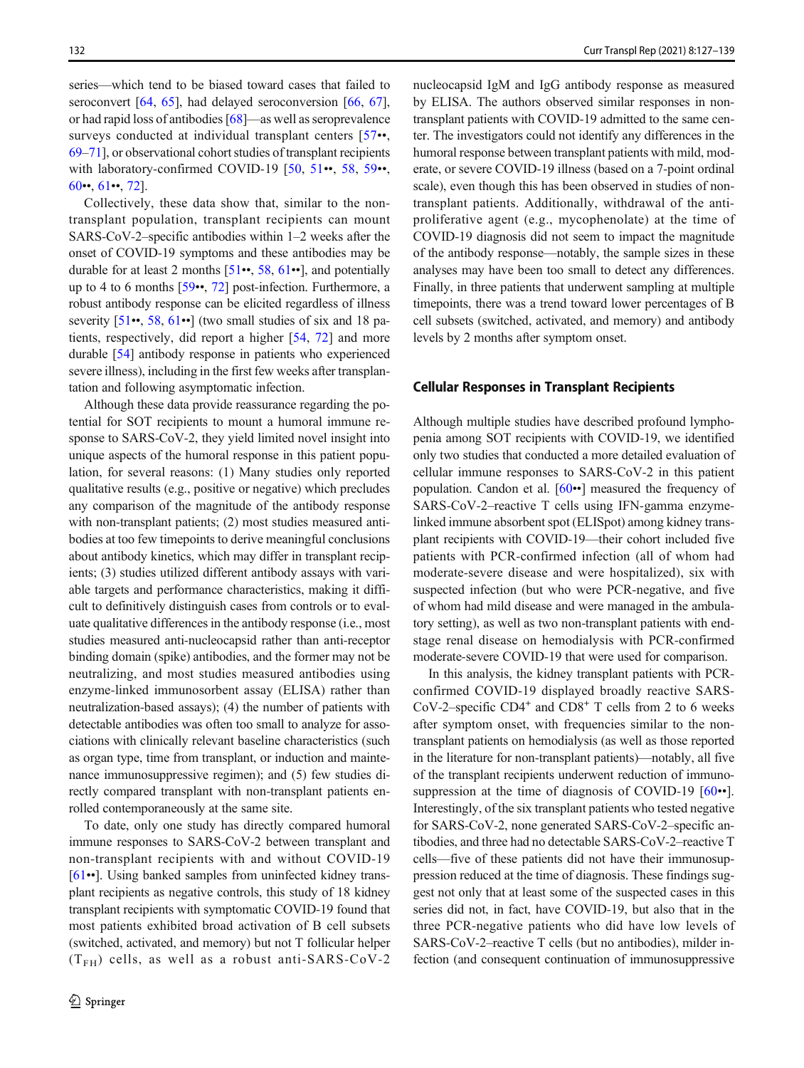series—which tend to be biased toward cases that failed to seroconvert [64, 65], had delayed seroconversion [66, 67], or had rapid loss of antibodies [68]—as well as seroprevalence surveys conducted at individual transplant centers [57••, 69–71], or observational cohort studies of transplant recipients with laboratory-confirmed COVID-19 [50, 51••, 58, 59••, 60••, 61••, 72].

Collectively, these data show that, similar to the non-transplant population, transplant recipients can mount SARS-CoV-2–specific antibodies within 1–2 weeks after the onset of COVID-19 symptoms and these antibodies may be durable for at least 2 months [51••, 58, 61••], and potentially up to 4 to 6 months [59••, 72] post-infection. Furthermore, a robust antibody response can be elicited regardless of illness severity [51••, 58, 61••] (two small studies of six and 18 patients, respectively, did report a higher [54, 72] and more durable [54] antibody response in patients who experienced severe illness), including in the first few weeks after transplantation and following asymptomatic infection.

Although these data provide reassurance regarding the potential for SOT recipients to mount a humoral immune response to SARS-CoV-2, they yield limited novel insight into unique aspects of the humoral response in this patient population, for several reasons: (1) Many studies only reported qualitative results (e.g., positive or negative) which precludes any comparison of the magnitude of the antibody response with non-transplant patients; (2) most studies measured antibodies at too few timepoints to derive meaningful conclusions about antibody kinetics, which may differ in transplant recipients; (3) studies utilized different antibody assays with variable targets and performance characteristics, making it difficult to definitively distinguish cases from controls or to evaluate qualitative differences in the antibody response (i.e., most studies measured anti-nucleocapsid rather than anti-receptor binding domain (spike) antibodies, and the former may not be neutralizing, and most studies measured antibodies using enzyme-linked immunosorbent assay (ELISA) rather than neutralization-based assays); (4) the number of patients with detectable antibodies was often too small to analyze for associations with clinically relevant baseline characteristics (such as organ type, time from transplant, or induction and maintenance immunosuppressive regimen); and (5) few studies directly compared transplant with non-transplant patients enrolled contemporaneously at the same site.

To date, only one study has directly compared humoral immune responses to SARS-CoV-2 between transplant and non-transplant recipients with and without COVID-19 [61••]. Using banked samples from uninfected kidney transplant recipients as negative controls, this study of 18 kidney transplant recipients with symptomatic COVID-19 found that most patients exhibited broad activation of B cell subsets (switched, activated, and memory) but not T follicular helper ($T_{FH}$) cells, as well as a robust anti-SARS-CoV-2 nucleocapsid IgM and IgG antibody response as measured by ELISA. The authors observed similar responses in non-transplant patients with COVID-19 admitted to the same center. The investigators could not identify any differences in the humoral response between transplant patients with mild, moderate, or severe COVID-19 illness (based on a 7-point ordinal scale), even though this has been observed in studies of non-transplant patients. Additionally, withdrawal of the anti-proliferative agent (e.g., mycophenolate) at the time of COVID-19 diagnosis did not seem to impact the magnitude of the antibody response—notably, the sample sizes in these analyses may have been too small to detect any differences. Finally, in three patients that underwent sampling at multiple timepoints, there was a trend toward lower percentages of B cell subsets (switched, activated, and memory) and antibody levels by 2 months after symptom onset.

## Cellular Responses in Transplant Recipients

Although multiple studies have described profound lymphopenia among SOT recipients with COVID-19, we identified only two studies that conducted a more detailed evaluation of cellular immune responses to SARS-CoV-2 in this patient population. Candon et al. [60••] measured the frequency of SARS-CoV-2–reactive T cells using IFN-gamma enzyme-linked immune absorbent spot (ELISpot) among kidney transplant recipients with COVID-19—their cohort included five patients with PCR-confirmed infection (all of whom had moderate-severe disease and were hospitalized), six with suspected infection (but who were PCR-negative, and five of whom had mild disease and were managed in the ambulatory setting), as well as two non-transplant patients with end-stage renal disease on hemodialysis with PCR-confirmed moderate-severe COVID-19 that were used for comparison.

In this analysis, the kidney transplant patients with PCR-confirmed COVID-19 displayed broadly reactive SARS-CoV-2–specific $CD4^+$ and $CD8^+$ T cells from 2 to 6 weeks after symptom onset, with frequencies similar to the non-transplant patients on hemodialysis (as well as those reported in the literature for non-transplant patients)—notably, all five of the transplant recipients underwent reduction of immunosuppression at the time of diagnosis of COVID-19 [60••]. Interestingly, of the six transplant patients who tested negative for SARS-CoV-2, none generated SARS-CoV-2–specific antibodies, and three had no detectable SARS-CoV-2–reactive T cells—five of these patients did not have their immunosuppression reduced at the time of diagnosis. These findings suggest not only that at least some of the suspected cases in this series did not, in fact, have COVID-19, but also that in the three PCR-negative patients who did have low levels of SARS-CoV-2–reactive T cells (but no antibodies), milder infection (and consequent continuation of immunosuppressive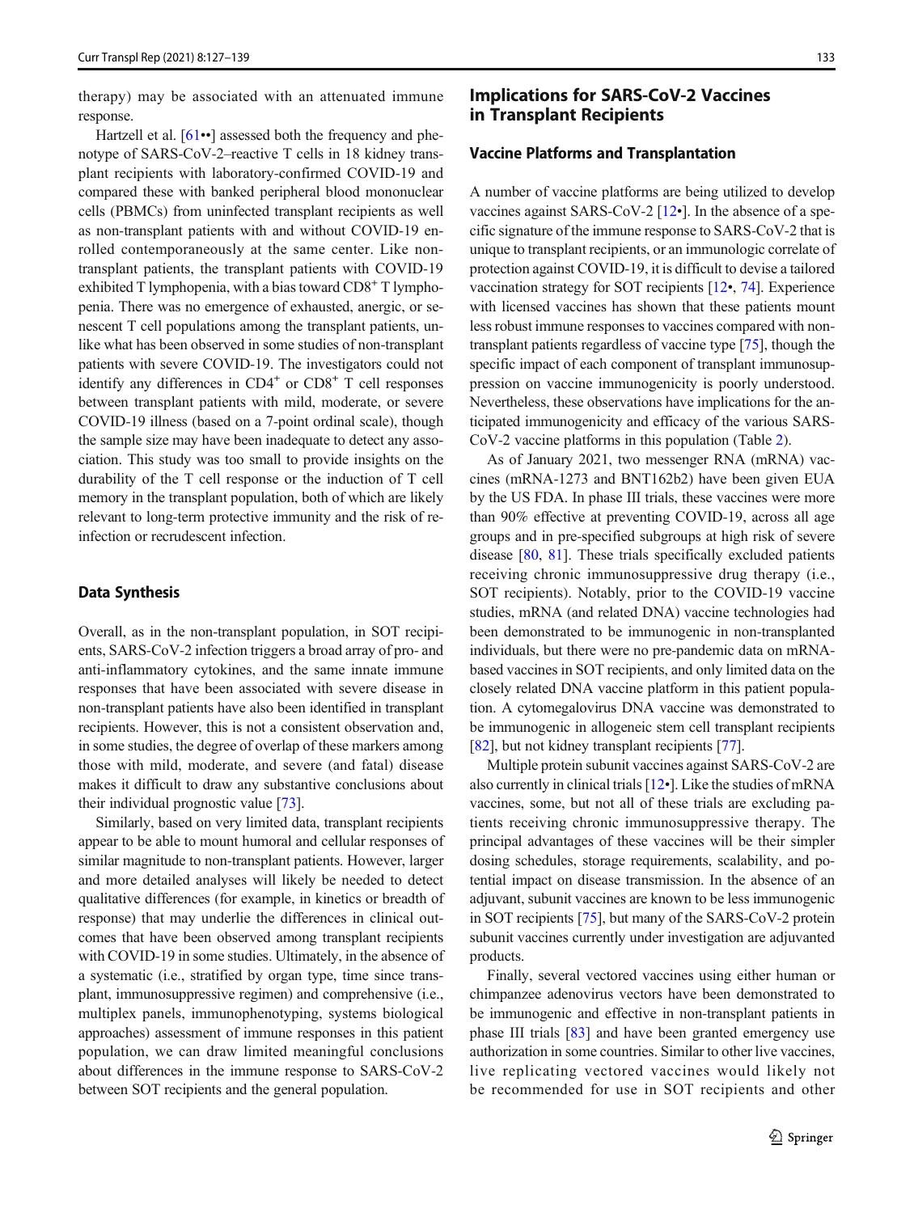therapy) may be associated with an attenuated immune response.

Hartzell et al. [61••] assessed both the frequency and phenotype of SARS-CoV-2–reactive T cells in 18 kidney transplant recipients with laboratory-confirmed COVID-19 and compared these with banked peripheral blood mononuclear cells (PBMCs) from uninfected transplant recipients as well as non-transplant patients with and without COVID-19 enrolled contemporaneously at the same center. Like non-transplant patients, the transplant patients with COVID-19 exhibited T lymphopenia, with a bias toward $CD8^{+}$ T lymphopenia. There was no emergence of exhausted, anergic, or senescent T cell populations among the transplant patients, unlike what has been observed in some studies of non-transplant patients with severe COVID-19. The investigators could not identify any differences in $CD4^{+}$ or $CD8^{+}$ T cell responses between transplant patients with mild, moderate, or severe COVID-19 illness (based on a 7-point ordinal scale), though the sample size may have been inadequate to detect any association. This study was too small to provide insights on the durability of the T cell response or the induction of T cell memory in the transplant population, both of which are likely relevant to long-term protective immunity and the risk of reinfection or recrudescent infection.

### Data Synthesis

Overall, as in the non-transplant population, in SOT recipients, SARS-CoV-2 infection triggers a broad array of pro- and anti-inflammatory cytokines, and the same innate immune responses that have been associated with severe disease in non-transplant patients have also been identified in transplant recipients. However, this is not a consistent observation and, in some studies, the degree of overlap of these markers among those with mild, moderate, and severe (and fatal) disease makes it difficult to draw any substantive conclusions about their individual prognostic value [73].

Similarly, based on very limited data, transplant recipients appear to be able to mount humoral and cellular responses of similar magnitude to non-transplant patients. However, larger and more detailed analyses will likely be needed to detect qualitative differences (for example, in kinetics or breadth of response) that may underlie the differences in clinical outcomes that have been observed among transplant recipients with COVID-19 in some studies. Ultimately, in the absence of a systematic (i.e., stratified by organ type, time since transplant, immunosuppressive regimen) and comprehensive (i.e., multiplex panels, immunophenotyping, systems biological approaches) assessment of immune responses in this patient population, we can draw limited meaningful conclusions about differences in the immune response to SARS-CoV-2 between SOT recipients and the general population.

## Implications for SARS-CoV-2 Vaccines in Transplant Recipients

### Vaccine Platforms and Transplantation

A number of vaccine platforms are being utilized to develop vaccines against SARS-CoV-2 [12•]. In the absence of a specific signature of the immune response to SARS-CoV-2 that is unique to transplant recipients, or an immunologic correlate of protection against COVID-19, it is difficult to devise a tailored vaccination strategy for SOT recipients [12•, 74]. Experience with licensed vaccines has shown that these patients mount less robust immune responses to vaccines compared with non-transplant patients regardless of vaccine type [75], though the specific impact of each component of transplant immunosuppression on vaccine immunogenicity is poorly understood. Nevertheless, these observations have implications for the anticipated immunogenicity and efficacy of the various SARS-CoV-2 vaccine platforms in this population (Table 2).

As of January 2021, two messenger RNA (mRNA) vaccines (mRNA-1273 and BNT162b2) have been given EUA by the US FDA. In phase III trials, these vaccines were more than 90% effective at preventing COVID-19, across all age groups and in pre-specified subgroups at high risk of severe disease [80, 81]. These trials specifically excluded patients receiving chronic immunosuppressive drug therapy (i.e., SOT recipients). Notably, prior to the COVID-19 vaccine studies, mRNA (and related DNA) vaccine technologies had been demonstrated to be immunogenic in non-transplanted individuals, but there were no pre-pandemic data on mRNA-based vaccines in SOT recipients, and only limited data on the closely related DNA vaccine platform in this patient population. A cytomegalovirus DNA vaccine was demonstrated to be immunogenic in allogeneic stem cell transplant recipients [82], but not kidney transplant recipients [77].

Multiple protein subunit vaccines against SARS-CoV-2 are also currently in clinical trials [12•]. Like the studies of mRNA vaccines, some, but not all of these trials are excluding patients receiving chronic immunosuppressive therapy. The principal advantages of these vaccines will be their simpler dosing schedules, storage requirements, scalability, and potential impact on disease transmission. In the absence of an adjuvant, subunit vaccines are known to be less immunogenic in SOT recipients [75], but many of the SARS-CoV-2 protein subunit vaccines currently under investigation are adjuvanted products.

Finally, several vectored vaccines using either human or chimpanzee adenovirus vectors have been demonstrated to be immunogenic and effective in non-transplant patients in phase III trials [83] and have been granted emergency use authorization in some countries. Similar to other live vaccines, live replicating vectored vaccines would likely not be recommended for use in SOT recipients and other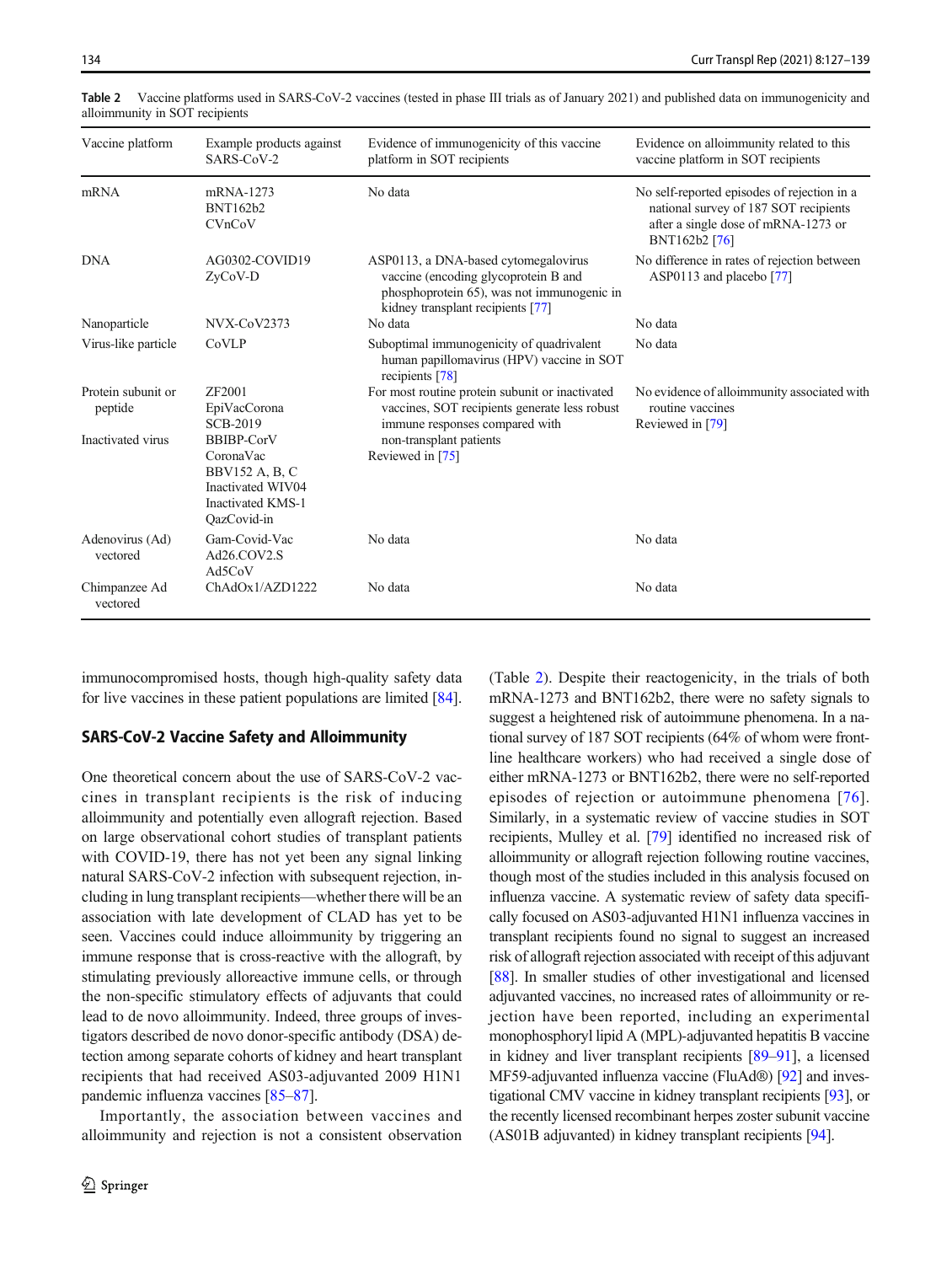**Table 2** Vaccine platforms used in SARS-CoV-2 vaccines (tested in phase III trials as of January 2021) and published data on immunogenicity and alloimmunity in SOT recipients

| Vaccine platform | Example products against SARS-CoV-2 | Evidence of immunogenicity of this vaccine platform in SOT recipients | Evidence on alloimmunity related to this vaccine platform in SOT recipients |
|---|---|---|---|
| mRNA | mRNA-1273<br>BNT162b2<br>CVnCoV | No data | No self-reported episodes of rejection in a national survey of 187 SOT recipients after a single dose of mRNA-1273 or BNT162b2 [76] |
| DNA | AG0302-COVID19<br>ZyCoV-D | ASP0113, a DNA-based cytomegalovirus vaccine (encoding glycoprotein B and phosphoprotein 65), was not immunogenic in kidney transplant recipients [77] | No difference in rates of rejection between ASP0113 and placebo [77] |
| Nanoparticle | NVX-CoV2373 | No data | No data |
| Virus-like particle | CoVLP | Suboptimal immunogenicity of quadrivalent human papillomavirus (HPV) vaccine in SOT recipients [78] | No data |
| Protein subunit or peptide | ZF2001<br>EpiVacCorona<br>SCB-2019 | For most routine protein subunit or inactivated vaccines, SOT recipients generate less robust immune responses compared with non-transplant patients<br>Reviewed in [75] | No evidence of alloimmunity associated with routine vaccines<br>Reviewed in [79] |
| Inactivated virus | BBIBP-CorV<br>CoronaVac<br>BBV152 A, B, C<br>Inactivated WIV04<br>Inactivated KMS-1<br>QazCovid-in | | |
| Adenovirus (Ad) vectored | Gam-Covid-Vac<br>Ad26.COV2.S<br>Ad5CoV | No data | No data |
| Chimpanzee Ad vectored | ChAdOx1/AZD1222 | No data | No data |

immunocompromised hosts, though high-quality safety data for live vaccines in these patient populations are limited [84].

## SARS-CoV-2 Vaccine Safety and Alloimmunity

One theoretical concern about the use of SARS-CoV-2 vaccines in transplant recipients is the risk of inducing alloimmunity and potentially even allograft rejection. Based on large observational cohort studies of transplant patients with COVID-19, there has not yet been any signal linking natural SARS-CoV-2 infection with subsequent rejection, including in lung transplant recipients—whether there will be an association with late development of CLAD has yet to be seen. Vaccines could induce alloimmunity by triggering an immune response that is cross-reactive with the allograft, by stimulating previously alloreactive immune cells, or through the non-specific stimulatory effects of adjuvants that could lead to de novo alloimmunity. Indeed, three groups of investigators described de novo donor-specific antibody (DSA) detection among separate cohorts of kidney and heart transplant recipients that had received AS03-adjuvanted 2009 H1N1 pandemic influenza vaccines [85–87].

Importantly, the association between vaccines and alloimmunity and rejection is not a consistent observation (Table 2). Despite their reactogenicity, in the trials of both mRNA-1273 and BNT162b2, there were no safety signals to suggest a heightened risk of autoimmune phenomena. In a national survey of 187 SOT recipients (64% of whom were front-line healthcare workers) who had received a single dose of either mRNA-1273 or BNT162b2, there were no self-reported episodes of rejection or autoimmune phenomena [76]. Similarly, in a systematic review of vaccine studies in SOT recipients, Mulley et al. [79] identified no increased risk of alloimmunity or allograft rejection following routine vaccines, though most of the studies included in this analysis focused on influenza vaccine. A systematic review of safety data specifically focused on AS03-adjuvanted H1N1 influenza vaccines in transplant recipients found no signal to suggest an increased risk of allograft rejection associated with receipt of this adjuvant [88]. In smaller studies of other investigational and licensed adjuvanted vaccines, no increased rates of alloimmunity or rejection have been reported, including an experimental monophosphoryl lipid A (MPL)-adjuvanted hepatitis B vaccine in kidney and liver transplant recipients [89–91], a licensed MF59-adjuvanted influenza vaccine (FluAd®) [92] and investigational CMV vaccine in kidney transplant recipients [93], or the recently licensed recombinant herpes zoster subunit vaccine (AS01B adjuvanted) in kidney transplant recipients [94].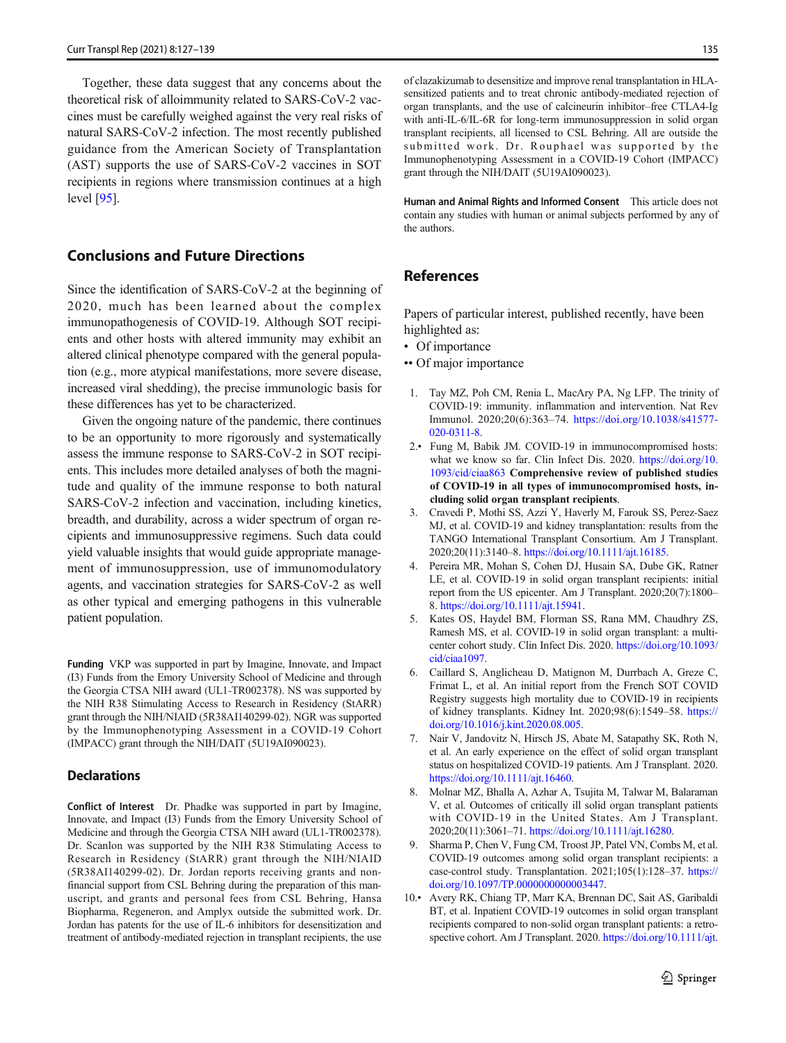Together, these data suggest that any concerns about the theoretical risk of alloimmunity related to SARS-CoV-2 vaccines must be carefully weighed against the very real risks of natural SARS-CoV-2 infection. The most recently published guidance from the American Society of Transplantation (AST) supports the use of SARS-CoV-2 vaccines in SOT recipients in regions where transmission continues at a high level [95].

## Conclusions and Future Directions

Since the identification of SARS-CoV-2 at the beginning of 2020, much has been learned about the complex immunopathogenesis of COVID-19. Although SOT recipients and other hosts with altered immunity may exhibit an altered clinical phenotype compared with the general population (e.g., more atypical manifestations, more severe disease, increased viral shedding), the precise immunologic basis for these differences has yet to be characterized.

Given the ongoing nature of the pandemic, there continues to be an opportunity to more rigorously and systematically assess the immune response to SARS-CoV-2 in SOT recipients. This includes more detailed analyses of both the magnitude and quality of the immune response to both natural SARS-CoV-2 infection and vaccination, including kinetics, breadth, and durability, across a wider spectrum of organ recipients and immunosuppressive regimens. Such data could yield valuable insights that would guide appropriate management of immunosuppression, use of immunomodulatory agents, and vaccination strategies for SARS-CoV-2 as well as other typical and emerging pathogens in this vulnerable patient population.

**Funding** VKP was supported in part by Imagine, Innovate, and Impact (I3) Funds from the Emory University School of Medicine and through the Georgia CTSA NIH award (UL1-TR002378). NS was supported by the NIH R38 Stimulating Access to Research in Residency (StARR) grant through the NIH/NIAID (5R38AI140299-02). NGR was supported by the Immunophenotyping Assessment in a COVID-19 Cohort (IMPACC) grant through the NIH/DAIT (5U19AI090023).

### Declarations

**Conflict of Interest** Dr. Phadke was supported in part by Imagine, Innovate, and Impact (I3) Funds from the Emory University School of Medicine and through the Georgia CTSA NIH award (UL1-TR002378). Dr. Scanlon was supported by the NIH R38 Stimulating Access to Research in Residency (StARR) grant through the NIH/NIAID (5R38AI140299-02). Dr. Jordan reports receiving grants and non-financial support from CSL Behring during the preparation of this manuscript, and grants and personal fees from CSL Behring, Hansa Biopharma, Regeneron, and Amplyx outside the submitted work. Dr. Jordan has patents for the use of IL-6 inhibitors for desensitization and treatment of antibody-mediated rejection in transplant recipients, the use of clazakizumab to desensitize and improve renal transplantation in HLA-sensitized patients and to treat chronic antibody-mediated rejection of organ transplants, and the use of calcineurin inhibitor–free CTLA4-Ig with anti-IL-6/IL-6R for long-term immunosuppression in solid organ transplant recipients, all licensed to CSL Behring. All are outside the submitted work. Dr. Rouphael was supported by the Immunophenotyping Assessment in a COVID-19 Cohort (IMPACC) grant through the NIH/DAIT (5U19AI090023).

**Human and Animal Rights and Informed Consent** This article does not contain any studies with human or animal subjects performed by any of the authors.

## References

Papers of particular interest, published recently, have been highlighted as:

- • Of importance
- •• Of major importance

1. Tay MZ, Poh CM, Renia L, MacAry PA, Ng LFP. The trinity of COVID-19: immunity. inflammation and intervention. Nat Rev Immunol. 2020;20(6):363–74. https://doi.org/10.1038/s41577-020-0311-8.
2. • Fung M, Babik JM. COVID-19 in immunocompromised hosts: what we know so far. Clin Infect Dis. 2020. https://doi.org/10.1093/cid/ciaa863 **Comprehensive review of published studies of COVID-19 in all types of immunocompromised hosts, including solid organ transplant recipients**.
3. Cravedi P, Mothi SS, Azzi Y, Haverly M, Farouk SS, Perez-Saez MJ, et al. COVID-19 and kidney transplantation: results from the TANGO International Transplant Consortium. Am J Transplant. 2020;20(11):3140–8. https://doi.org/10.1111/ajt.16185.
4. Pereira MR, Mohan S, Cohen DJ, Husain SA, Dube GK, Ratner LE, et al. COVID-19 in solid organ transplant recipients: initial report from the US epicenter. Am J Transplant. 2020;20(7):1800–8. https://doi.org/10.1111/ajt.15941.
5. Kates OS, Haydel BM, Florman SS, Rana MM, Chaudhry ZS, Ramesh MS, et al. COVID-19 in solid organ transplant: a multicenter cohort study. Clin Infect Dis. 2020. https://doi.org/10.1093/cid/ciaa1097.
6. Caillard S, Anglicheau D, Matignon M, Durrbach A, Greze C, Frimat L, et al. An initial report from the French SOT COVID Registry suggests high mortality due to COVID-19 in recipients of kidney transplants. Kidney Int. 2020;98(6):1549–58. https://doi.org/10.1016/j.kint.2020.08.005.
7. Nair V, Jandovitz N, Hirsch JS, Abate M, Satapathy SK, Roth N, et al. An early experience on the effect of solid organ transplant status on hospitalized COVID-19 patients. Am J Transplant. 2020. https://doi.org/10.1111/ajt.16460.
8. Molnar MZ, Bhalla A, Azhar A, Tsujita M, Talwar M, Balaraman V, et al. Outcomes of critically ill solid organ transplant patients with COVID-19 in the United States. Am J Transplant. 2020;20(11):3061–71. https://doi.org/10.1111/ajt.16280.
9. Sharma P, Chen V, Fung CM, Troost JP, Patel VN, Combs M, et al. COVID-19 outcomes among solid organ transplant recipients: a case-control study. Transplantation. 2021;105(1):128–37. https://doi.org/10.1097/TP.0000000000003447.
10. • Avery RK, Chiang TP, Marr KA, Brennan DC, Sait AS, Garibaldi BT, et al. Inpatient COVID-19 outcomes in solid organ transplant recipients compared to non-solid organ transplant patients: a retrospective cohort. Am J Transplant. 2020. https://doi.org/10.1111/ajt.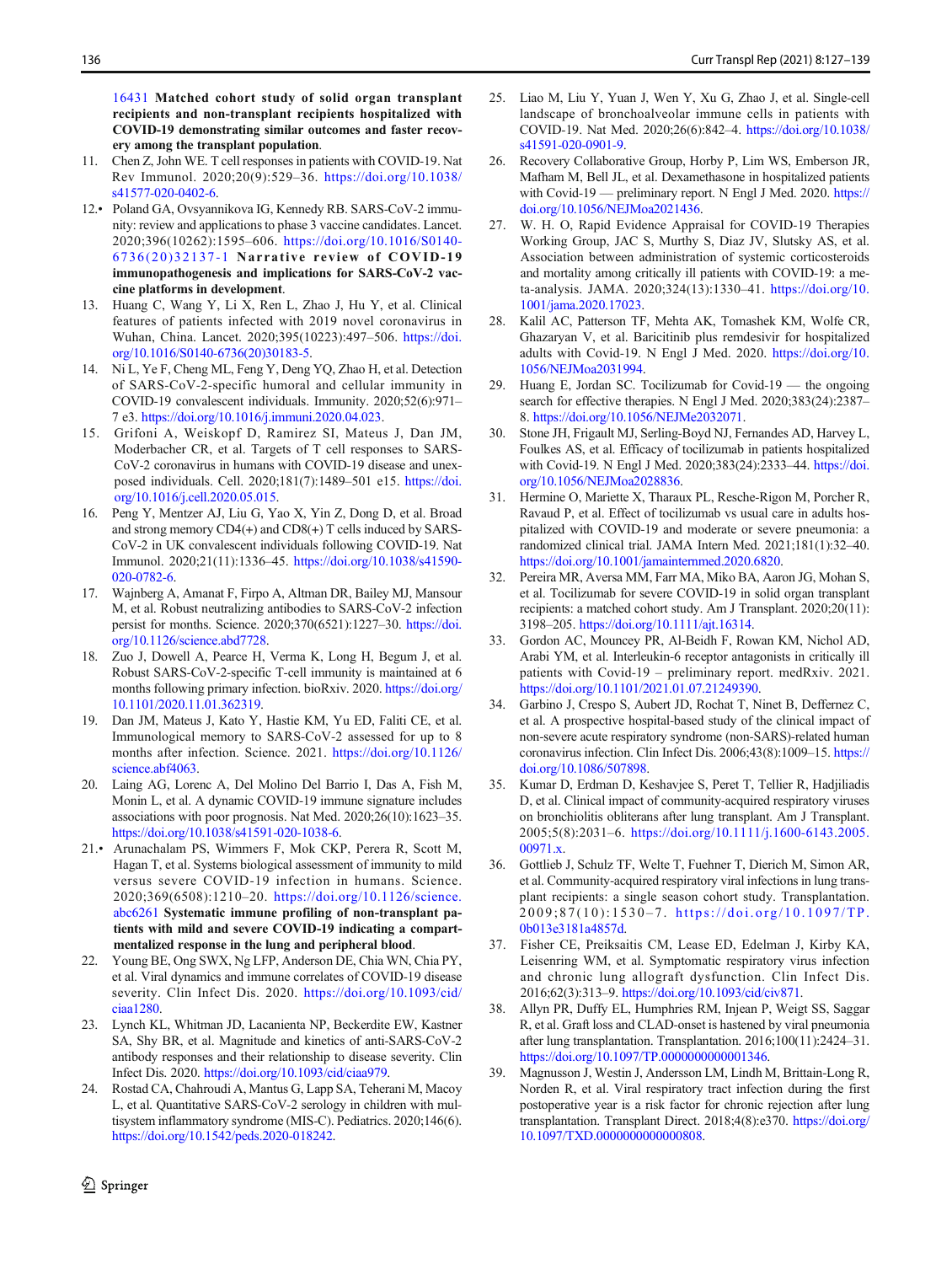16431 **Matched cohort study of solid organ transplant recipients and non-transplant recipients hospitalized with COVID-19 demonstrating similar outcomes and faster recovery among the transplant population**.

11. Chen Z, John WE. T cell responses in patients with COVID-19. Nat Rev Immunol. 2020;20(9):529–36. https://doi.org/10.1038/s41577-020-0402-6.
12.• Poland GA, Ovsyannikova IG, Kennedy RB. SARS-CoV-2 immunity: review and applications to phase 3 vaccine candidates. Lancet. 2020;396(10262):1595–606. https://doi.org/10.1016/S0140-6736(20)32137-1 **Narrative review of COVID-19 immunopathogenesis and implications for SARS-CoV-2 vaccine platforms in development**.
13. Huang C, Wang Y, Li X, Ren L, Zhao J, Hu Y, et al. Clinical features of patients infected with 2019 novel coronavirus in Wuhan, China. Lancet. 2020;395(10223):497–506. https://doi.org/10.1016/S0140-6736(20)30183-5.
14. Ni L, Ye F, Cheng ML, Feng Y, Deng YQ, Zhao H, et al. Detection of SARS-CoV-2-specific humoral and cellular immunity in COVID-19 convalescent individuals. Immunity. 2020;52(6):971–7 e3. https://doi.org/10.1016/j.immuni.2020.04.023.
15. Grifoni A, Weiskopf D, Ramirez SI, Mateus J, Dan JM, Moderbacher CR, et al. Targets of T cell responses to SARS-CoV-2 coronavirus in humans with COVID-19 disease and unexposed individuals. Cell. 2020;181(7):1489–501 e15. https://doi.org/10.1016/j.cell.2020.05.015.
16. Peng Y, Mentzer AJ, Liu G, Yao X, Yin Z, Dong D, et al. Broad and strong memory CD4(+) and CD8(+) T cells induced by SARS-CoV-2 in UK convalescent individuals following COVID-19. Nat Immunol. 2020;21(11):1336–45. https://doi.org/10.1038/s41590-020-0782-6.
17. Wajnberg A, Amanat F, Firpo A, Altman DR, Bailey MJ, Mansour M, et al. Robust neutralizing antibodies to SARS-CoV-2 infection persist for months. Science. 2020;370(6521):1227–30. https://doi.org/10.1126/science.abd7728.
18. Zuo J, Dowell A, Pearce H, Verma K, Long H, Begum J, et al. Robust SARS-CoV-2-specific T-cell immunity is maintained at 6 months following primary infection. bioRxiv. 2020. https://doi.org/10.1101/2020.11.01.362319.
19. Dan JM, Mateus J, Kato Y, Hastie KM, Yu ED, Faliti CE, et al. Immunological memory to SARS-CoV-2 assessed for up to 8 months after infection. Science. 2021. https://doi.org/10.1126/science.abf4063.
20. Laing AG, Lorenc A, Del Molino Del Barrio I, Das A, Fish M, Monin L, et al. A dynamic COVID-19 immune signature includes associations with poor prognosis. Nat Med. 2020;26(10):1623–35. https://doi.org/10.1038/s41591-020-1038-6.
21.• Arunachalam PS, Wimmers F, Mok CKP, Perera R, Scott M, Hagan T, et al. Systems biological assessment of immunity to mild versus severe COVID-19 infection in humans. Science. 2020;369(6508):1210–20. https://doi.org/10.1126/science.abc6261 **Systematic immune profiling of non-transplant patients with mild and severe COVID-19 indicating a compartmentalized response in the lung and peripheral blood**.
22. Young BE, Ong SWX, Ng LFP, Anderson DE, Chia WN, Chia PY, et al. Viral dynamics and immune correlates of COVID-19 disease severity. Clin Infect Dis. 2020. https://doi.org/10.1093/cid/ciaa1280.
23. Lynch KL, Whitman JD, Lacanienta NP, Beckerdite EW, Kastner SA, Shy BR, et al. Magnitude and kinetics of anti-SARS-CoV-2 antibody responses and their relationship to disease severity. Clin Infect Dis. 2020. https://doi.org/10.1093/cid/ciaa979.
24. Rostad CA, Chahroudi A, Mantus G, Lapp SA, Teherani M, Macoy L, et al. Quantitative SARS-CoV-2 serology in children with multisystem inflammatory syndrome (MIS-C). Pediatrics. 2020;146(6). https://doi.org/10.1542/peds.2020-018242.
25. Liao M, Liu Y, Yuan J, Wen Y, Xu G, Zhao J, et al. Single-cell landscape of bronchoalveolar immune cells in patients with COVID-19. Nat Med. 2020;26(6):842–4. https://doi.org/10.1038/s41591-020-0901-9.
26. Recovery Collaborative Group, Horby P, Lim WS, Emberson JR, Mafham M, Bell JL, et al. Dexamethasone in hospitalized patients with Covid-19 — preliminary report. N Engl J Med. 2020. https://doi.org/10.1056/NEJMoa2021436.
27. W. H. O, Rapid Evidence Appraisal for COVID-19 Therapies Working Group, JAC S, Murthy S, Diaz JV, Slutsky AS, et al. Association between administration of systemic corticosteroids and mortality among critically ill patients with COVID-19: a meta-analysis. JAMA. 2020;324(13):1330–41. https://doi.org/10.1001/jama.2020.17023.
28. Kalil AC, Patterson TF, Mehta AK, Tomashek KM, Wolfe CR, Ghazaryan V, et al. Baricitinib plus remdesivir for hospitalized adults with Covid-19. N Engl J Med. 2020. https://doi.org/10.1056/NEJMoa2031994.
29. Huang E, Jordan SC. Tocilizumab for Covid-19 — the ongoing search for effective therapies. N Engl J Med. 2020;383(24):2387–8. https://doi.org/10.1056/NEJMe2032071.
30. Stone JH, Frigault MJ, Serling-Boyd NJ, Fernandes AD, Harvey L, Foulkes AS, et al. Efficacy of tocilizumab in patients hospitalized with Covid-19. N Engl J Med. 2020;383(24):2333–44. https://doi.org/10.1056/NEJMoa2028836.
31. Hermine O, Mariette X, Tharaux PL, Resche-Rigon M, Porcher R, Ravaud P, et al. Effect of tocilizumab vs usual care in adults hospitalized with COVID-19 and moderate or severe pneumonia: a randomized clinical trial. JAMA Intern Med. 2021;181(1):32–40. https://doi.org/10.1001/jamainternmed.2020.6820.
32. Pereira MR, Aversa MM, Farr MA, Miko BA, Aaron JG, Mohan S, et al. Tocilizumab for severe COVID-19 in solid organ transplant recipients: a matched cohort study. Am J Transplant. 2020;20(11):3198–205. https://doi.org/10.1111/ajt.16314.
33. Gordon AC, Mouncey PR, Al-Beidh F, Rowan KM, Nichol AD, Arabi YM, et al. Interleukin-6 receptor antagonists in critically ill patients with Covid-19 – preliminary report. medRxiv. 2021. https://doi.org/10.1101/2021.01.07.21249390.
34. Garbino J, Crespo S, Aubert JD, Rochat T, Ninet B, Deffernez C, et al. A prospective hospital-based study of the clinical impact of non-severe acute respiratory syndrome (non-SARS)-related human coronavirus infection. Clin Infect Dis. 2006;43(8):1009–15. https://doi.org/10.1086/507898.
35. Kumar D, Erdman D, Keshavjee S, Peret T, Tellier R, Hadjiliadis D, et al. Clinical impact of community-acquired respiratory viruses on bronchiolitis obliterans after lung transplant. Am J Transplant. 2005;5(8):2031–6. https://doi.org/10.1111/j.1600-6143.2005.00971.x.
36. Gottlieb J, Schulz TF, Welte T, Fuehner T, Dierich M, Simon AR, et al. Community-acquired respiratory viral infections in lung transplant recipients: a single season cohort study. Transplantation. 2009;87(10):1530–7. https://doi.org/10.1097/TP.0b013e3181a4857d.
37. Fisher CE, Preiksaitis CM, Lease ED, Edelman J, Kirby KA, Leisenring WM, et al. Symptomatic respiratory virus infection and chronic lung allograft dysfunction. Clin Infect Dis. 2016;62(3):313–9. https://doi.org/10.1093/cid/civ871.
38. Allyn PR, Duffy EL, Humphries RM, Injean P, Weigt SS, Saggar R, et al. Graft loss and CLAD-onset is hastened by viral pneumonia after lung transplantation. Transplantation. 2016;100(11):2424–31. https://doi.org/10.1097/TP.0000000000001346.
39. Magnusson J, Westin J, Andersson LM, Lindh M, Brittain-Long R, Norden R, et al. Viral respiratory tract infection during the first postoperative year is a risk factor for chronic rejection after lung transplantation. Transplant Direct. 2018;4(8):e370. https://doi.org/10.1097/TXD.0000000000000808.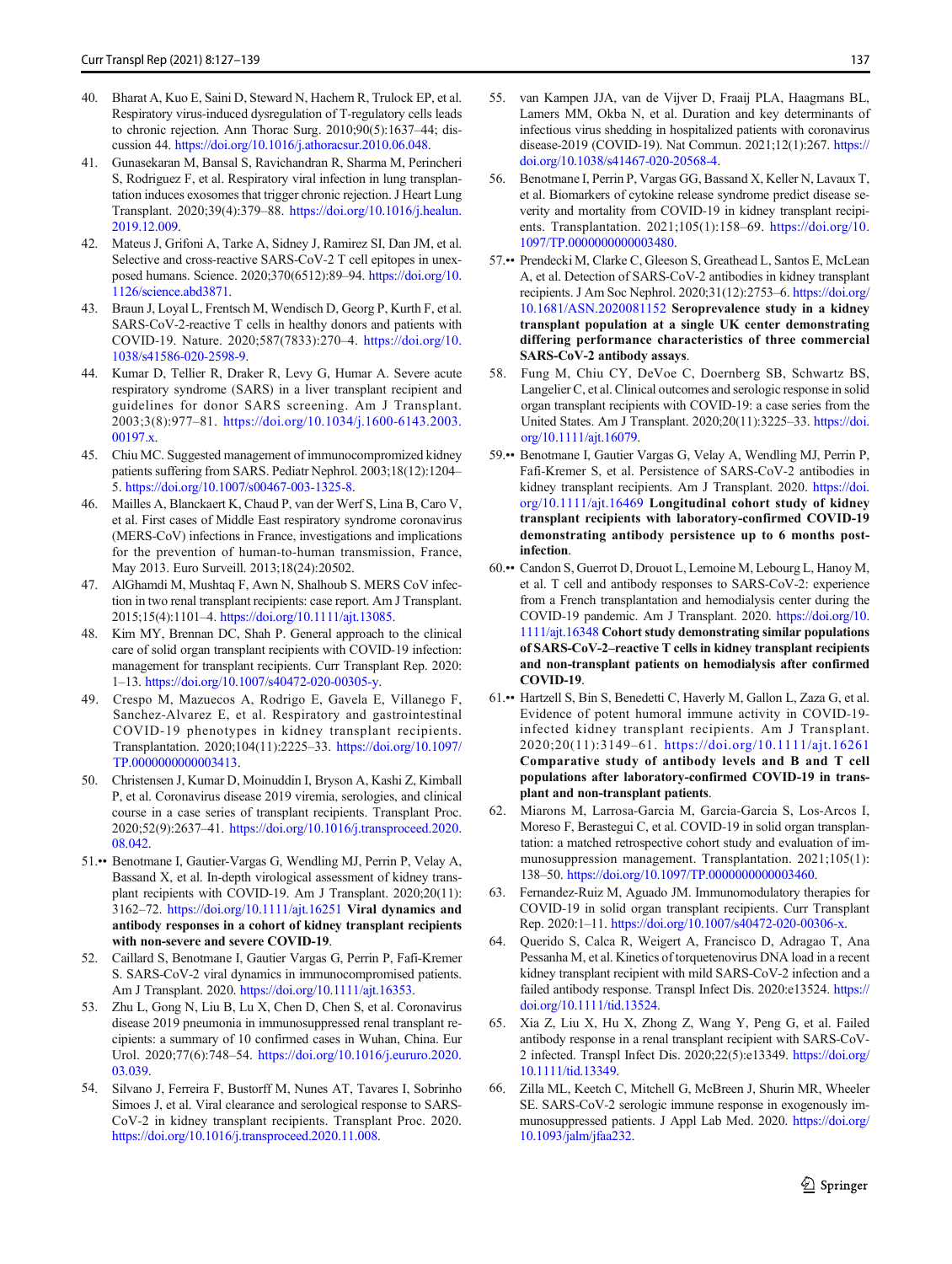40. Bharat A, Kuo E, Saini D, Steward N, Hachem R, Trulock EP, et al. Respiratory virus-induced dysregulation of T-regulatory cells leads to chronic rejection. Ann Thorac Surg. 2010;90(5):1637–44; discussion 44. https://doi.org/10.1016/j.athoracsur.2010.06.048.
41. Gunasekaran M, Bansal S, Ravichandran R, Sharma M, Perincheri S, Rodriguez F, et al. Respiratory viral infection in lung transplantation induces exosomes that trigger chronic rejection. J Heart Lung Transplant. 2020;39(4):379–88. https://doi.org/10.1016/j.healun.2019.12.009.
42. Mateus J, Grifoni A, Tarke A, Sidney J, Ramirez SI, Dan JM, et al. Selective and cross-reactive SARS-CoV-2 T cell epitopes in unexposed humans. Science. 2020;370(6512):89–94. https://doi.org/10.1126/science.abd3871.
43. Braun J, Loyal L, Frentsch M, Wendisch D, Georg P, Kurth F, et al. SARS-CoV-2-reactive T cells in healthy donors and patients with COVID-19. Nature. 2020;587(7833):270–4. https://doi.org/10.1038/s41586-020-2598-9.
44. Kumar D, Tellier R, Draker R, Levy G, Humar A. Severe acute respiratory syndrome (SARS) in a liver transplant recipient and guidelines for donor SARS screening. Am J Transplant. 2003;3(8):977–81. https://doi.org/10.1034/j.1600-6143.2003.00197.x.
45. Chiu MC. Suggested management of immunocompromized kidney patients suffering from SARS. Pediatr Nephrol. 2003;18(12):1204–5. https://doi.org/10.1007/s00467-003-1325-8.
46. Mailles A, Blanckaert K, Chaud P, van der Werf S, Lina B, Caro V, et al. First cases of Middle East respiratory syndrome coronavirus (MERS-CoV) infections in France, investigations and implications for the prevention of human-to-human transmission, France, May 2013. Euro Surveill. 2013;18(24):20502.
47. AlGhamdi M, Mushtaq F, Awn N, Shalhoub S. MERS CoV infection in two renal transplant recipients: case report. Am J Transplant. 2015;15(4):1101–4. https://doi.org/10.1111/ajt.13085.
48. Kim MY, Brennan DC, Shah P. General approach to the clinical care of solid organ transplant recipients with COVID-19 infection: management for transplant recipients. Curr Transplant Rep. 2020:1–13. https://doi.org/10.1007/s40472-020-00305-y.
49. Crespo M, Mazuecos A, Rodrigo E, Gavela E, Villanego F, Sanchez-Alvarez E, et al. Respiratory and gastrointestinal COVID-19 phenotypes in kidney transplant recipients. Transplantation. 2020;104(11):2225–33. https://doi.org/10.1097/TP.0000000000003413.
50. Christensen J, Kumar D, Moinuddin I, Bryson A, Kashi Z, Kimball P, et al. Coronavirus disease 2019 viremia, serologies, and clinical course in a case series of transplant recipients. Transplant Proc. 2020;52(9):2637–41. https://doi.org/10.1016/j.transproceed.2020.08.042.
51.•• Benotmane I, Gautier-Vargas G, Wendling MJ, Perrin P, Velay A, Bassand X, et al. In-depth virological assessment of kidney transplant recipients with COVID-19. Am J Transplant. 2020;20(11):3162–72. https://doi.org/10.1111/ajt.16251 **Viral dynamics and antibody responses in a cohort of kidney transplant recipients with non-severe and severe COVID-19**.
52. Caillard S, Benotmane I, Gautier Vargas G, Perrin P, Fafi-Kremer S. SARS-CoV-2 viral dynamics in immunocompromised patients. Am J Transplant. 2020. https://doi.org/10.1111/ajt.16353.
53. Zhu L, Gong N, Liu B, Lu X, Chen D, Chen S, et al. Coronavirus disease 2019 pneumonia in immunosuppressed renal transplant recipients: a summary of 10 confirmed cases in Wuhan, China. Eur Urol. 2020;77(6):748–54. https://doi.org/10.1016/j.eururo.2020.03.039.
54. Silvano J, Ferreira F, Bustorff M, Nunes AT, Tavares I, Sobrinho Simoes J, et al. Viral clearance and serological response to SARS-CoV-2 in kidney transplant recipients. Transplant Proc. 2020. https://doi.org/10.1016/j.transproceed.2020.11.008.
55. van Kampen JJA, van de Vijver D, Fraaij PLA, Haagmans BL, Lamers MM, Okba N, et al. Duration and key determinants of infectious virus shedding in hospitalized patients with coronavirus disease-2019 (COVID-19). Nat Commun. 2021;12(1):267. https://doi.org/10.1038/s41467-020-20568-4.
56. Benotmane I, Perrin P, Vargas GG, Bassand X, Keller N, Lavaux T, et al. Biomarkers of cytokine release syndrome predict disease severity and mortality from COVID-19 in kidney transplant recipients. Transplantation. 2021;105(1):158–69. https://doi.org/10.1097/TP.0000000000003480.
57.•• Prendecki M, Clarke C, Gleeson S, Greathead L, Santos E, McLean A, et al. Detection of SARS-CoV-2 antibodies in kidney transplant recipients. J Am Soc Nephrol. 2020;31(12):2753–6. https://doi.org/10.1681/ASN.2020081152 **Seroprevalence study in a kidney transplant population at a single UK center demonstrating differing performance characteristics of three commercial SARS-CoV-2 antibody assays**.
58. Fung M, Chiu CY, DeVoe C, Doernberg SB, Schwartz BS, Langelier C, et al. Clinical outcomes and serologic response in solid organ transplant recipients with COVID-19: a case series from the United States. Am J Transplant. 2020;20(11):3225–33. https://doi.org/10.1111/ajt.16079.
59.•• Benotmane I, Gautier Vargas G, Velay A, Wendling MJ, Perrin P, Fafi-Kremer S, et al. Persistence of SARS-CoV-2 antibodies in kidney transplant recipients. Am J Transplant. 2020. https://doi.org/10.1111/ajt.16469 **Longitudinal cohort study of kidney transplant recipients with laboratory-confirmed COVID-19 demonstrating antibody persistence up to 6 months post-infection**.
60.•• Candon S, Guerrot D, Drouot L, Lemoine M, Lebourg L, Hanoy M, et al. T cell and antibody responses to SARS-CoV-2: experience from a French transplantation and hemodialysis center during the COVID-19 pandemic. Am J Transplant. 2020. https://doi.org/10.1111/ajt.16348 **Cohort study demonstrating similar populations of SARS-CoV-2–reactive T cells in kidney transplant recipients and non-transplant patients on hemodialysis after confirmed COVID-19**.
61.•• Hartzell S, Bin S, Benedetti C, Haverly M, Gallon L, Zaza G, et al. Evidence of potent humoral immune activity in COVID-19-infected kidney transplant recipients. Am J Transplant. 2020;20(11):3149–61. https://doi.org/10.1111/ajt.16261 **Comparative study of antibody levels and B and T cell populations after laboratory-confirmed COVID-19 in transplant and non-transplant patients**.
62. Miarons M, Larrosa-Garcia M, Garcia-Garcia S, Los-Arcos I, Moreso F, Berastegui C, et al. COVID-19 in solid organ transplantation: a matched retrospective cohort study and evaluation of immunosuppression management. Transplantation. 2021;105(1):138–50. https://doi.org/10.1097/TP.0000000000003460.
63. Fernandez-Ruiz M, Aguado JM. Immunomodulatory therapies for COVID-19 in solid organ transplant recipients. Curr Transplant Rep. 2020:1–11. https://doi.org/10.1007/s40472-020-00306-x.
64. Querido S, Calca R, Weigert A, Francisco D, Adragao T, Ana Pessanha M, et al. Kinetics of torquetenovirus DNA load in a recent kidney transplant recipient with mild SARS-CoV-2 infection and a failed antibody response. Transpl Infect Dis. 2020:e13524. https://doi.org/10.1111/tid.13524.
65. Xia Z, Liu X, Hu X, Zhong Z, Wang Y, Peng G, et al. Failed antibody response in a renal transplant recipient with SARS-CoV-2 infected. Transpl Infect Dis. 2020;22(5):e13349. https://doi.org/10.1111/tid.13349.
66. Zilla ML, Keetch C, Mitchell G, McBreen J, Shurin MR, Wheeler SE. SARS-CoV-2 serologic immune response in exogenously immunosuppressed patients. J Appl Lab Med. 2020. https://doi.org/10.1093/jalm/jfaa232.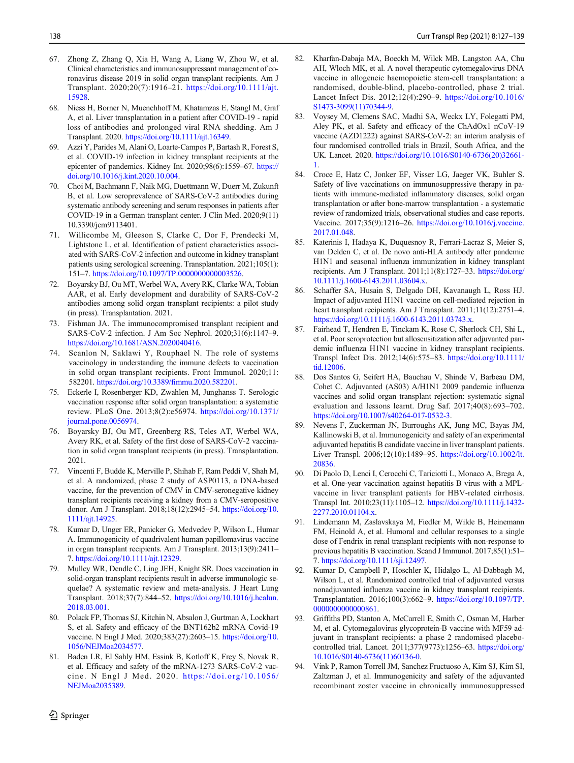67. Zhong Z, Zhang Q, Xia H, Wang A, Liang W, Zhou W, et al. Clinical characteristics and immunosuppressant management of coronavirus disease 2019 in solid organ transplant recipients. Am J Transplant. 2020;20(7):1916–21. https://doi.org/10.1111/ajt.15928.
68. Niess H, Borner N, Muenchhoff M, Khatamzas E, Stangl M, Graf A, et al. Liver transplantation in a patient after COVID-19 - rapid loss of antibodies and prolonged viral RNA shedding. Am J Transplant. 2020. https://doi.org/10.1111/ajt.16349.
69. Azzi Y, Parides M, Alani O, Loarte-Campos P, Bartash R, Forest S, et al. COVID-19 infection in kidney transplant recipients at the epicenter of pandemics. Kidney Int. 2020;98(6):1559–67. https://doi.org/10.1016/j.kint.2020.10.004.
70. Choi M, Bachmann F, Naik MG, Duettmann W, Duerr M, Zukunft B, et al. Low seroprevalence of SARS-CoV-2 antibodies during systematic antibody screening and serum responses in patients after COVID-19 in a German transplant center. J Clin Med. 2020;9(11) 10.3390/jcm9113401.
71. Willicombe M, Gleeson S, Clarke C, Dor F, Prendecki M, Lightstone L, et al. Identification of patient characteristics associated with SARS-CoV-2 infection and outcome in kidney transplant patients using serological screening. Transplantation. 2021;105(1):151–7. https://doi.org/10.1097/TP.0000000000003526.
72. Boyarsky BJ, Ou MT, Werbel WA, Avery RK, Clarke WA, Tobian AAR, et al. Early development and durability of SARS-CoV-2 antibodies among solid organ transplant recipients: a pilot study (in press). Transplantation. 2021.
73. Fishman JA. The immunocompromised transplant recipient and SARS-CoV-2 infection. J Am Soc Nephrol. 2020;31(6):1147–9. https://doi.org/10.1681/ASN.2020040416.
74. Scanlon N, Saklawi Y, Rouphael N. The role of systems vaccinology in understanding the immune defects to vaccination in solid organ transplant recipients. Front Immunol. 2020;11:582201. https://doi.org/10.3389/fimmu.2020.582201.
75. Eckerle I, Rosenberger KD, Zwahlen M, Junghanss T. Serologic vaccination response after solid organ transplantation: a systematic review. PLoS One. 2013;8(2):e56974. https://doi.org/10.1371/journal.pone.0056974.
76. Boyarsky BJ, Ou MT, Greenberg RS, Teles AT, Werbel WA, Avery RK, et al. Safety of the first dose of SARS-CoV-2 vaccination in solid organ transplant recipients (in press). Transplantation. 2021.
77. Vincenti F, Budde K, Merville P, Shihab F, Ram Peddi V, Shah M, et al. A randomized, phase 2 study of ASP0113, a DNA-based vaccine, for the prevention of CMV in CMV-seronegative kidney transplant recipients receiving a kidney from a CMV-seropositive donor. Am J Transplant. 2018;18(12):2945–54. https://doi.org/10.1111/ajt.14925.
78. Kumar D, Unger ER, Panicker G, Medvedev P, Wilson L, Humar A. Immunogenicity of quadrivalent human papillomavirus vaccine in organ transplant recipients. Am J Transplant. 2013;13(9):2411–7. https://doi.org/10.1111/ajt.12329.
79. Mulley WR, Dendle C, Ling JEH, Knight SR. Does vaccination in solid-organ transplant recipients result in adverse immunologic sequelae? A systematic review and meta-analysis. J Heart Lung Transplant. 2018;37(7):844–52. https://doi.org/10.1016/j.healun.2018.03.001.
80. Polack FP, Thomas SJ, Kitchin N, Absalon J, Gurtman A, Lockhart S, et al. Safety and efficacy of the BNT162b2 mRNA Covid-19 vaccine. N Engl J Med. 2020;383(27):2603–15. https://doi.org/10.1056/NEJMoa2034577.
81. Baden LR, El Sahly HM, Essink B, Kotloff K, Frey S, Novak R, et al. Efficacy and safety of the mRNA-1273 SARS-CoV-2 vaccine. N Engl J Med. 2020. https://doi.org/10.1056/NEJMoa2035389.
82. Kharfan-Dabaja MA, Boeckh M, Wilck MB, Langston AA, Chu AH, Wloch MK, et al. A novel therapeutic cytomegalovirus DNA vaccine in allogeneic haemopoietic stem-cell transplantation: a randomised, double-blind, placebo-controlled, phase 2 trial. Lancet Infect Dis. 2012;12(4):290–9. https://doi.org/10.1016/S1473-3099(11)70344-9.
83. Voysey M, Clemens SAC, Madhi SA, Weckx LY, Folegatti PM, Aley PK, et al. Safety and efficacy of the ChAdOx1 nCoV-19 vaccine (AZD1222) against SARS-CoV-2: an interim analysis of four randomised controlled trials in Brazil, South Africa, and the UK. Lancet. 2020. https://doi.org/10.1016/S0140-6736(20)32661-1.
84. Croce E, Hatz C, Jonker EF, Visser LG, Jaeger VK, Buhler S. Safety of live vaccinations on immunosuppressive therapy in patients with immune-mediated inflammatory diseases, solid organ transplantation or after bone-marrow transplantation - a systematic review of randomized trials, observational studies and case reports. Vaccine. 2017;35(9):1216–26. https://doi.org/10.1016/j.vaccine.2017.01.048.
85. Katerinis I, Hadaya K, Duquesnoy R, Ferrari-Lacraz S, Meier S, van Delden C, et al. De novo anti-HLA antibody after pandemic H1N1 and seasonal influenza immunization in kidney transplant recipients. Am J Transplant. 2011;11(8):1727–33. https://doi.org/10.1111/j.1600-6143.2011.03604.x.
86. Schaffer SA, Husain S, Delgado DH, Kavanaugh L, Ross HJ. Impact of adjuvanted H1N1 vaccine on cell-mediated rejection in heart transplant recipients. Am J Transplant. 2011;11(12):2751–4. https://doi.org/10.1111/j.1600-6143.2011.03743.x.
87. Fairhead T, Hendren E, Tinckam K, Rose C, Sherlock CH, Shi L, et al. Poor seroprotection but allosensitization after adjuvanted pandemic influenza H1N1 vaccine in kidney transplant recipients. Transpl Infect Dis. 2012;14(6):575–83. https://doi.org/10.1111/tid.12006.
88. Dos Santos G, Seifert HA, Bauchau V, Shinde V, Barbeau DM, Cohet C. Adjuvanted (AS03) A/H1N1 2009 pandemic influenza vaccines and solid organ transplant rejection: systematic signal evaluation and lessons learnt. Drug Saf. 2017;40(8):693–702. https://doi.org/10.1007/s40264-017-0532-3.
89. Nevens F, Zuckerman JN, Burroughs AK, Jung MC, Bayas JM, Kallinowski B, et al. Immunogenicity and safety of an experimental adjuvanted hepatitis B candidate vaccine in liver transplant patients. Liver Transpl. 2006;12(10):1489–95. https://doi.org/10.1002/lt.20836.
90. Di Paolo D, Lenci I, Cerocchi C, Tariciotti L, Monaco A, Brega A, et al. One-year vaccination against hepatitis B virus with a MPL-vaccine in liver transplant patients for HBV-related cirrhosis. Transpl Int. 2010;23(11):1105–12. https://doi.org/10.1111/j.1432-2277.2010.01104.x.
91. Lindemann M, Zaslavskaya M, Fiedler M, Wilde B, Heinemann FM, Heinold A, et al. Humoral and cellular responses to a single dose of Fendrix in renal transplant recipients with non-response to previous hepatitis B vaccination. Scand J Immunol. 2017;85(1):51–7. https://doi.org/10.1111/sji.12497.
92. Kumar D, Campbell P, Hoschler K, Hidalgo L, Al-Dabbagh M, Wilson L, et al. Randomized controlled trial of adjuvanted versus nonadjuvanted influenza vaccine in kidney transplant recipients. Transplantation. 2016;100(3):662–9. https://doi.org/10.1097/TP.0000000000000861.
93. Griffiths PD, Stanton A, McCarrell E, Smith C, Osman M, Harber M, et al. Cytomegalovirus glycoprotein-B vaccine with MF59 adjuvant in transplant recipients: a phase 2 randomised placebo-controlled trial. Lancet. 2011;377(9773):1256–63. https://doi.org/10.1016/S0140-6736(11)60136-0.
94. Vink P, Ramon Torrell JM, Sanchez Fructuoso A, Kim SJ, Kim SI, Zaltzman J, et al. Immunogenicity and safety of the adjuvanted recombinant zoster vaccine in chronically immunosuppressed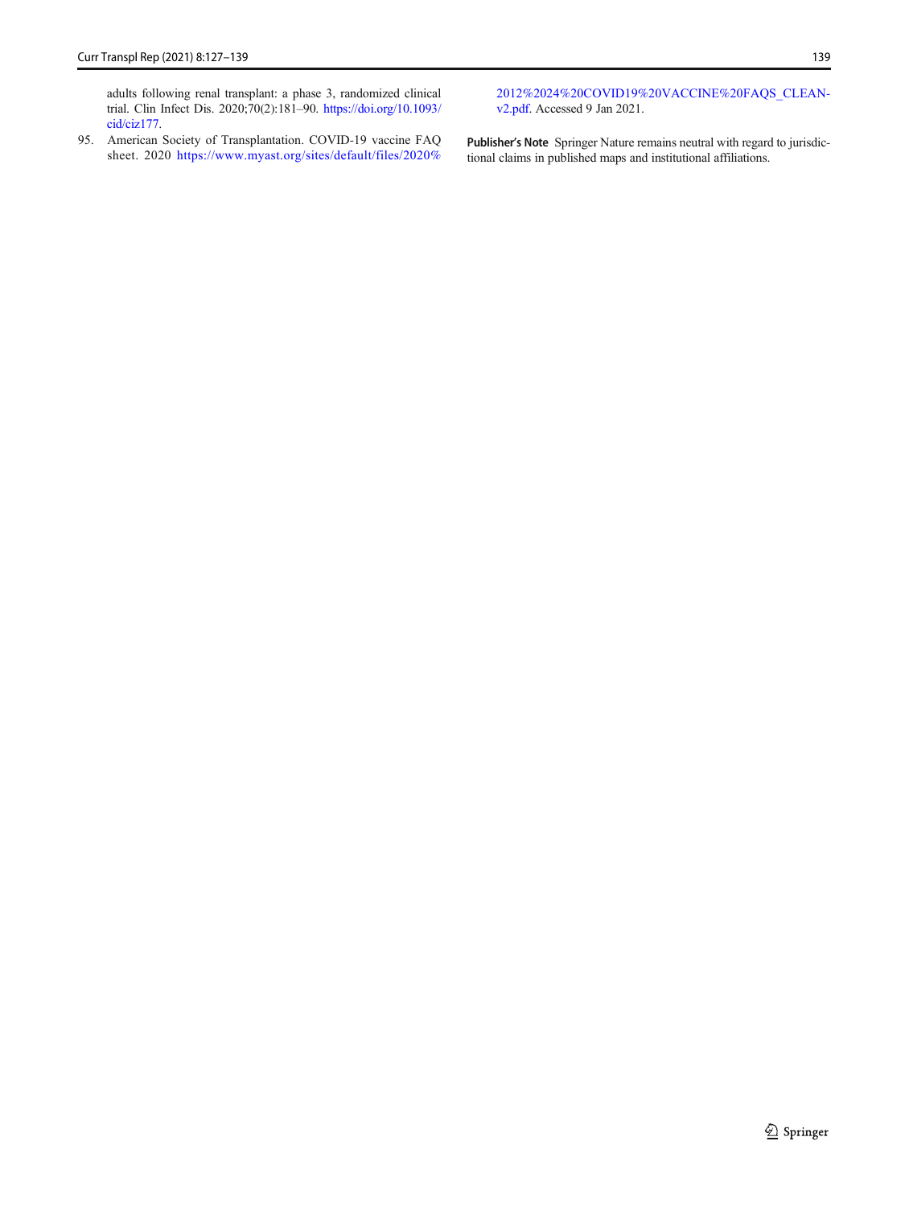adults following renal transplant: a phase 3, randomized clinical trial. Clin Infect Dis. 2020;70(2):181–90. https://doi.org/10.1093/cid/ciz177.

95. American Society of Transplantation. COVID-19 vaccine FAQ sheet. 2020 https://www.myast.org/sites/default/files/2020%2012%2024%20COVID19%20VACCINE%20FAQS_CLEAN-v2.pdf. Accessed 9 Jan 2021.

**Publisher's Note** Springer Nature remains neutral with regard to jurisdictional claims in published maps and institutional affiliations.